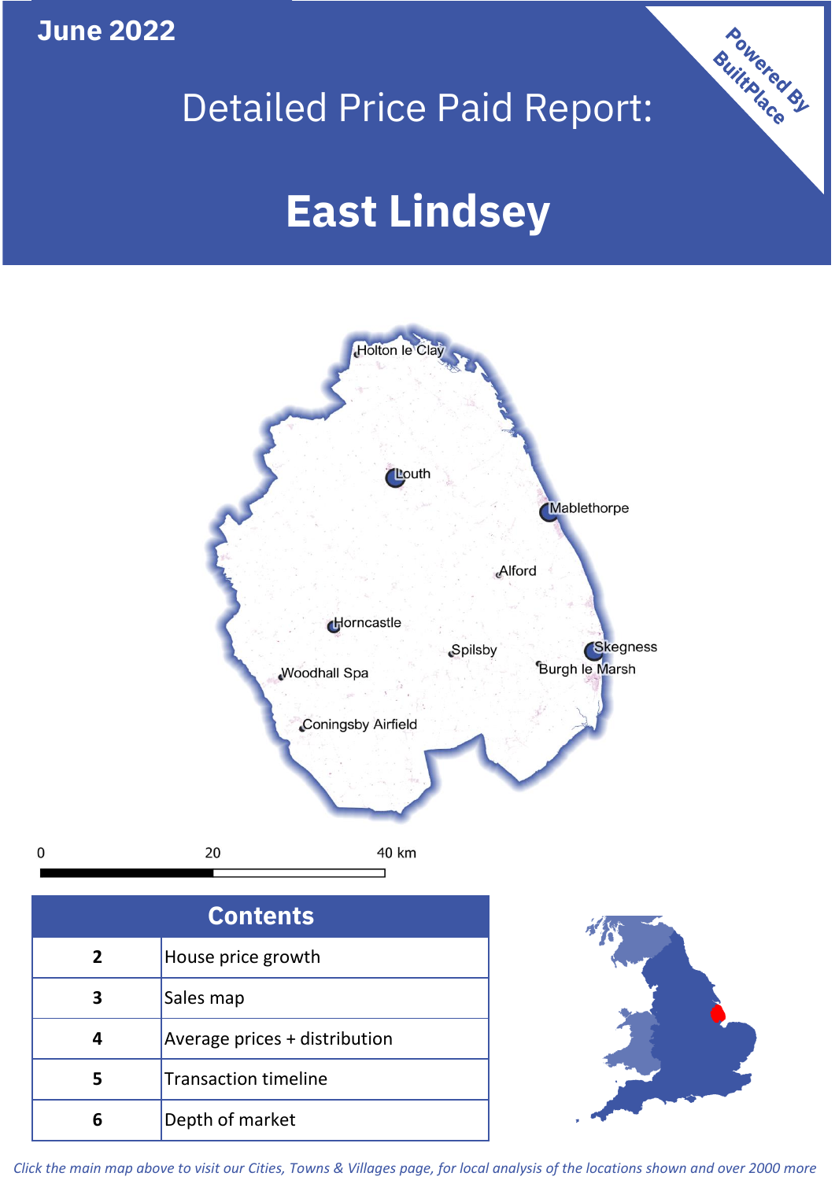June 2022

# Detailed Price Paid Report:

# East Lindsey

Powered By BuiltPlace

Holton le Clay

Louth

Mablethorpe

Alford

Horncastle

Spilsby

Skegness

Burgh le Marsh

Woodhall Spa

Coningsby Airfield

0 20 40 km

| Contents | |
|---|---|
| 2 | House price growth |
| 3 | Sales map |
| 4 | Average prices + distribution |
| 5 | Transaction timeline |
| 6 | Depth of market |

*Click the main map above to visit our Cities, Towns & Villages page, for local analysis of the locations shown and over 2000 more*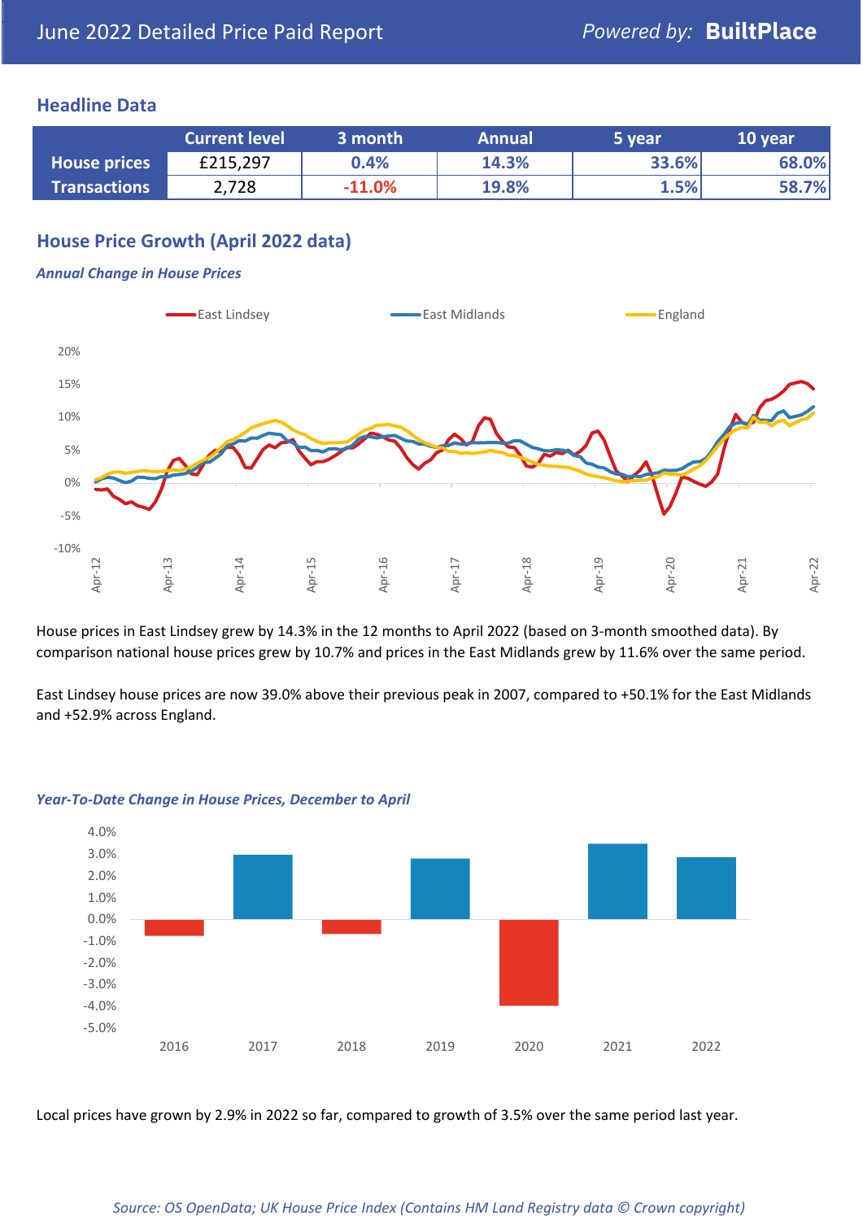# June 2022 Detailed Price Paid Report

*Powered by:* **BuiltPlace**

## Headline Data

| | Current level | 3 month | Annual | 5 year | 10 year |
|---|---|---|---|---|---|
| **House prices** | £215,297 | 0.4% | 14.3% | 33.6% | 68.0% |
| **Transactions** | 2,728 | -11.0% | 19.8% | 1.5% | 58.7% |

## House Price Growth (April 2022 data)

***Annual Change in House Prices***

House prices in East Lindsey grew by 14.3% in the 12 months to April 2022 (based on 3-month smoothed data). By comparison national house prices grew by 10.7% and prices in the East Midlands grew by 11.6% over the same period.

East Lindsey house prices are now 39.0% above their previous peak in 2007, compared to +50.1% for the East Midlands and +52.9% across England.

***Year-To-Date Change in House Prices, December to April***

Local prices have grown by 2.9% in 2022 so far, compared to growth of 3.5% over the same period last year.

*Source: OS OpenData; UK House Price Index (Contains HM Land Registry data © Crown copyright)*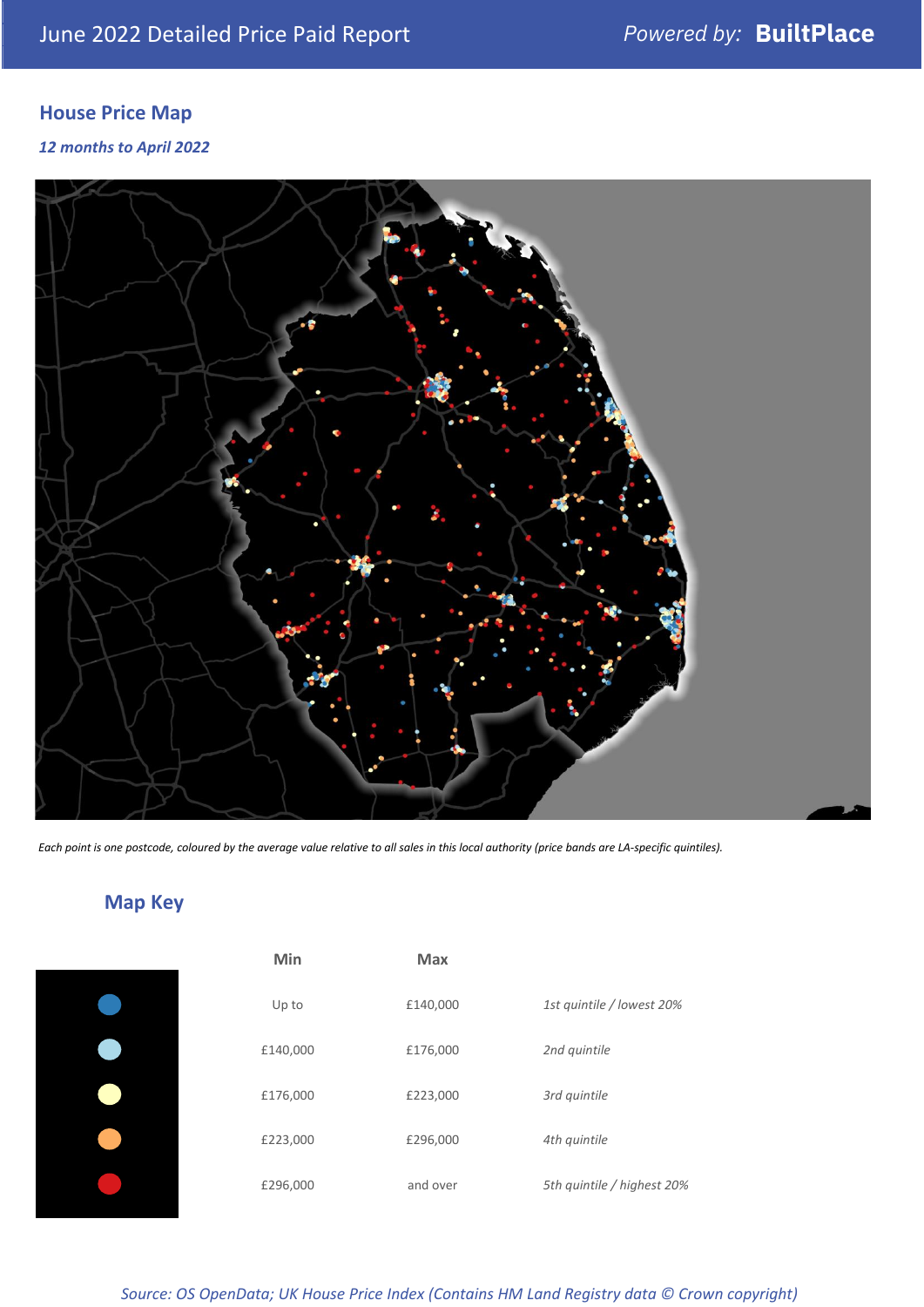# June 2022 Detailed Price Paid Report

Powered by: **BuiltPlace**

## House Price Map

*12 months to April 2022*

*Each point is one postcode, coloured by the average value relative to all sales in this local authority (price bands are LA-specific quintiles).*

## Map Key

| Min | Max | |
|---|---|---|
| Up to | £140,000 | *1st quintile / lowest 20%* |
| £140,000 | £176,000 | *2nd quintile* |
| £176,000 | £223,000 | *3rd quintile* |
| £223,000 | £296,000 | *4th quintile* |
| £296,000 | and over | *5th quintile / highest 20%* |

*Source: OS OpenData; UK House Price Index (Contains HM Land Registry data © Crown copyright)*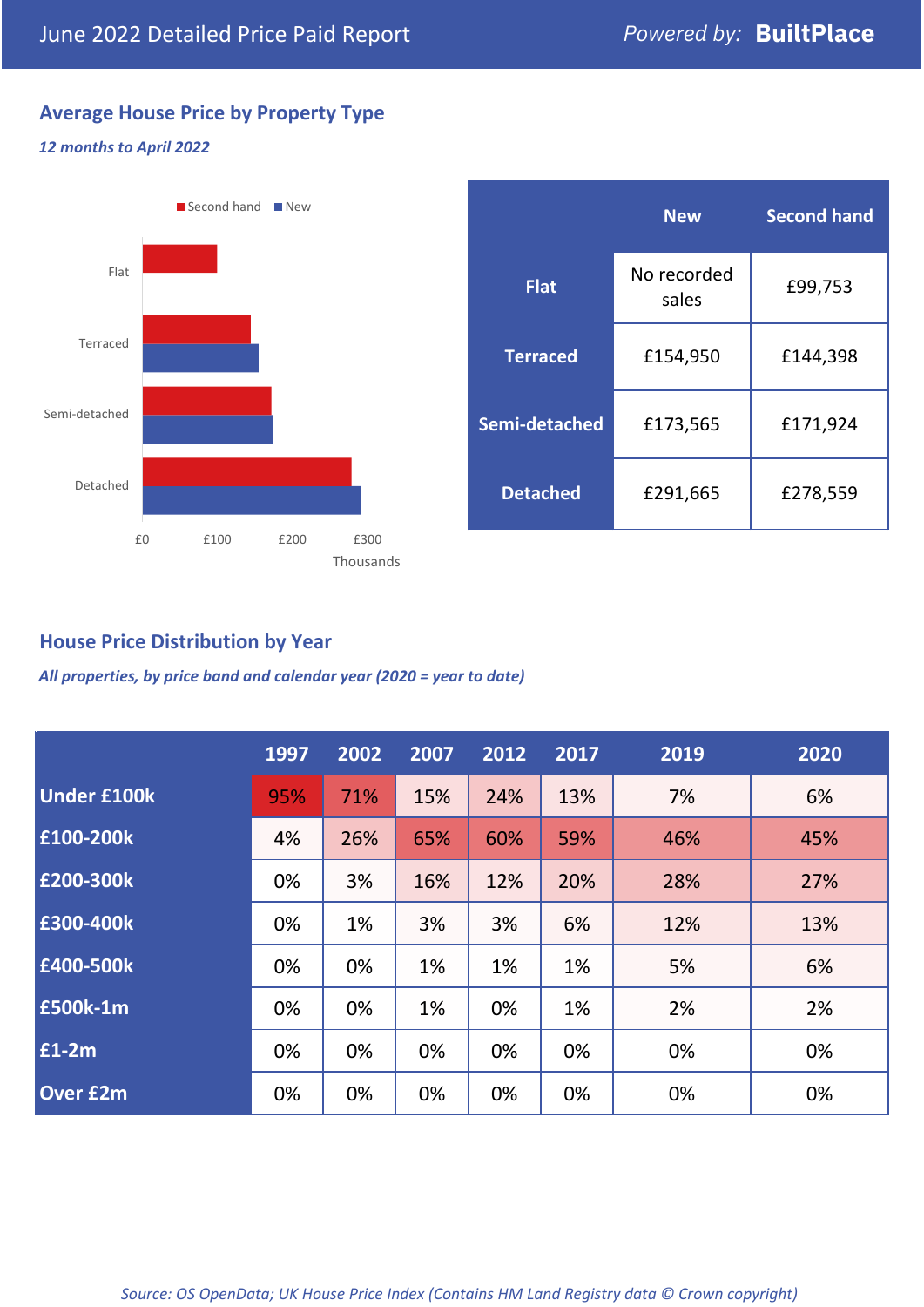June 2022 Detailed Price Paid Report

*Powered by:* **BuiltPlace**

## Average House Price by Property Type

***12 months to April 2022***

Second hand ■ New ■

Flat

Terraced

Semi-detached

Detached

£0 £100 £200 £300

Thousands

| | New | Second hand |
|---|---|---|
| **Flat** | No recorded sales | £99,753 |
| **Terraced** | £154,950 | £144,398 |
| **Semi-detached** | £173,565 | £171,924 |
| **Detached** | £291,665 | £278,559 |

## House Price Distribution by Year

***All properties, by price band and calendar year (2020 = year to date)***

| | 1997 | 2002 | 2007 | 2012 | 2017 | 2019 | 2020 |
|---|---|---|---|---|---|---|---|
| **Under £100k** | 95% | 71% | 15% | 24% | 13% | 7% | 6% |
| **£100-200k** | 4% | 26% | 65% | 60% | 59% | 46% | 45% |
| **£200-300k** | 0% | 3% | 16% | 12% | 20% | 28% | 27% |
| **£300-400k** | 0% | 1% | 3% | 3% | 6% | 12% | 13% |
| **£400-500k** | 0% | 0% | 1% | 1% | 1% | 5% | 6% |
| **£500k-1m** | 0% | 0% | 1% | 0% | 1% | 2% | 2% |
| **£1-2m** | 0% | 0% | 0% | 0% | 0% | 0% | 0% |
| **Over £2m** | 0% | 0% | 0% | 0% | 0% | 0% | 0% |

*Source: OS OpenData; UK House Price Index (Contains HM Land Registry data © Crown copyright)*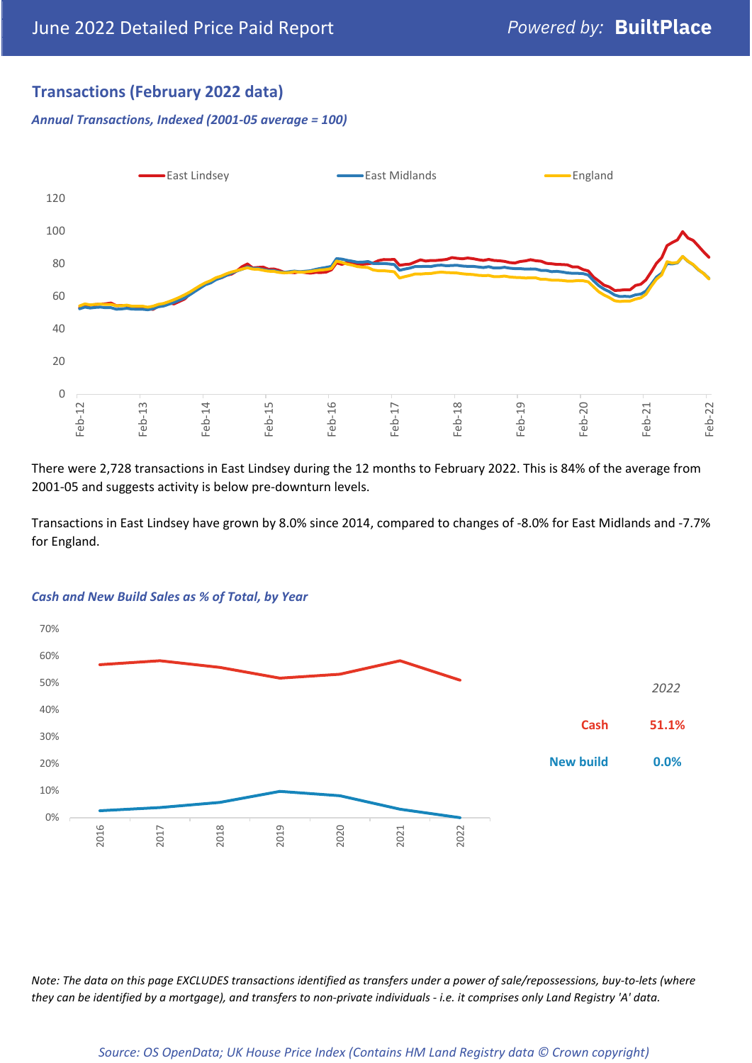## Transactions (February 2022 data)

*Annual Transactions, Indexed (2001-05 average = 100)*

There were 2,728 transactions in East Lindsey during the 12 months to February 2022. This is 84% of the average from 2001-05 and suggests activity is below pre-downturn levels.

Transactions in East Lindsey have grown by 8.0% since 2014, compared to changes of -8.0% for East Midlands and -7.7% for England.

*Cash and New Build Sales as % of Total, by Year*

| *2022* | |
|---|---|
| Cash | 51.1% |
| New build | 0.0% |

*Note: The data on this page EXCLUDES transactions identified as transfers under a power of sale/repossessions, buy-to-lets (where they can be identified by a mortgage), and transfers to non-private individuals - i.e. it comprises only Land Registry 'A' data.*

*Source: OS OpenData; UK House Price Index (Contains HM Land Registry data © Crown copyright)*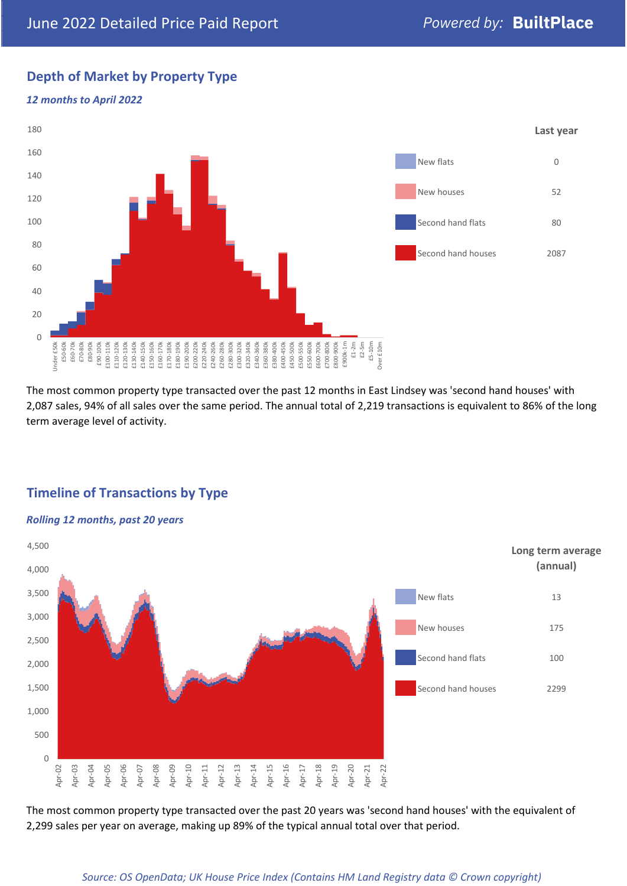June 2022 Detailed Price Paid Report

*Powered by:* **BuiltPlace**

## Depth of Market by Property Type

*12 months to April 2022*

180
160
140
120
100
80
60
40
20
0

Under £50k
£50-60k
£60-70k
£70-80k
£80-90k
£90-100k
£100-110k
£110-120k
£120-130k
£130-140k
£140-150k
£150-160k
£160-170k
£170-180k
£180-190k
£190-200k
£200-220k
£220-240k
£240-260k
£260-280k
£280-300k
£300-320k
£320-340k
£340-360k
£360-380k
£380-400k
£400-450k
£450-500k
£500-550k
£550-600k
£600-700k
£700-800k
£800-900k
£900k-1m
£1-2m
£2-5m
£5-10m
Over £10m

Last year

New flats 0

New houses 52

Second hand flats 80

Second hand houses 2087

The most common property type transacted over the past 12 months in East Lindsey was 'second hand houses' with 2,087 sales, 94% of all sales over the same period. The annual total of 2,219 transactions is equivalent to 86% of the long term average level of activity.

## Timeline of Transactions by Type

*Rolling 12 months, past 20 years*

4,500
4,000
3,500
3,000
2,500
2,000
1,500
1,000
500
0

Apr-02
Apr-03
Apr-04
Apr-05
Apr-06
Apr-07
Apr-08
Apr-09
Apr-10
Apr-11
Apr-12
Apr-13
Apr-14
Apr-15
Apr-16
Apr-17
Apr-18
Apr-19
Apr-20
Apr-21
Apr-22

Long term average (annual)

New flats 13

New houses 175

Second hand flats 100

Second hand houses 2299

The most common property type transacted over the past 20 years was 'second hand houses' with the equivalent of 2,299 sales per year on average, making up 89% of the typical annual total over that period.

*Source: OS OpenData; UK House Price Index (Contains HM Land Registry data © Crown copyright)*